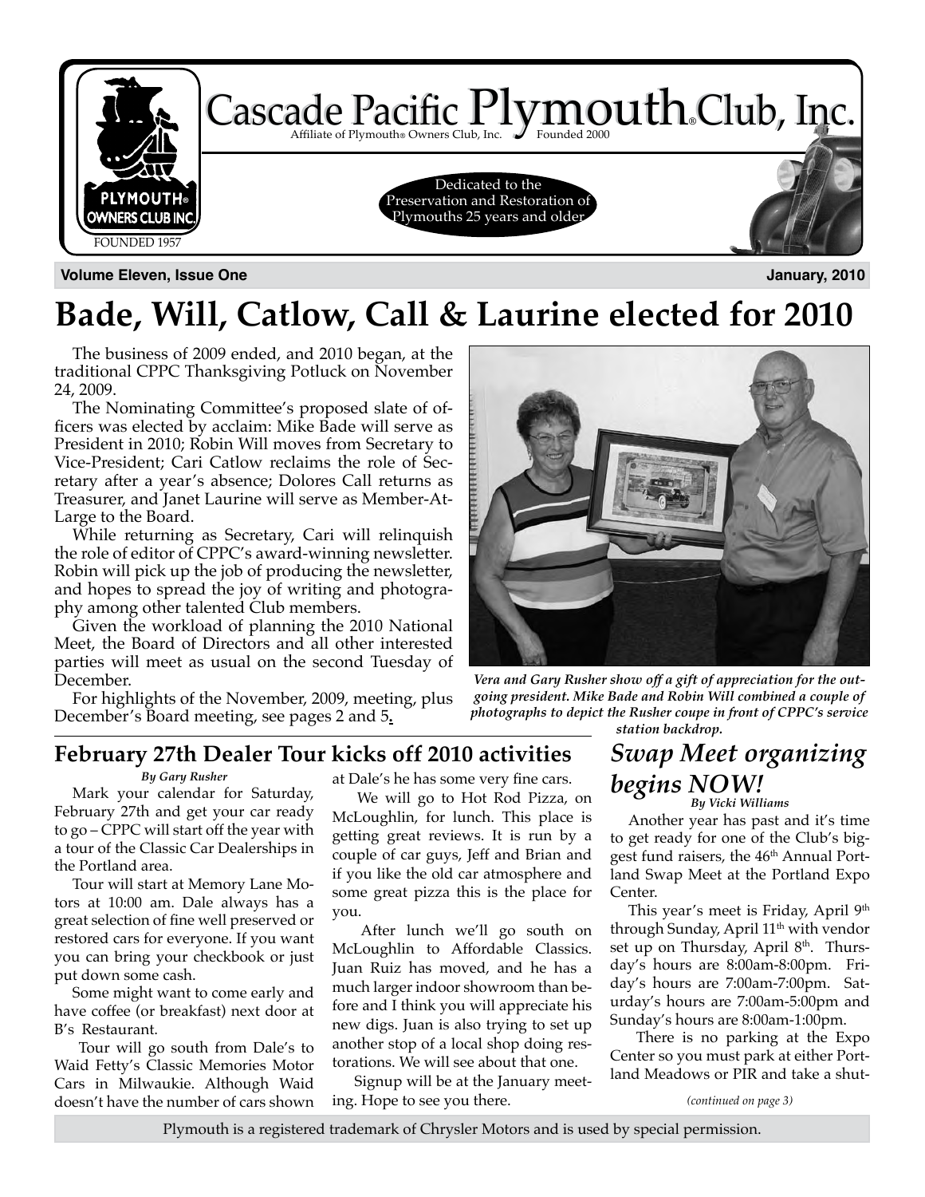# Cascade Pacific Plymouth® Club, Inc.

Affiliate of Plymouth® Owners Club, Inc. Founded 2000

PLYMOUTH® OWNERS CLUB INC. FOUNDED 1957

Dedicated to the Preservation and Restoration of Plymouths 25 years and older

**Volume Eleven, Issue One** **January, 2010**

# Bade, Will, Catlow, Call & Laurine elected for 2010

The business of 2009 ended, and 2010 began, at the traditional CPPC Thanksgiving Potluck on November 24, 2009.

The Nominating Committee's proposed slate of officers was elected by acclaim: Mike Bade will serve as President in 2010; Robin Will moves from Secretary to Vice-President; Cari Catlow reclaims the role of Secretary after a year's absence; Dolores Call returns as Treasurer, and Janet Laurine will serve as Member-At-Large to the Board.

While returning as Secretary, Cari will relinquish the role of editor of CPPC's award-winning newsletter. Robin will pick up the job of producing the newsletter, and hopes to spread the joy of writing and photography among other talented Club members.

Given the workload of planning the 2010 National Meet, the Board of Directors and all other interested parties will meet as usual on the second Tuesday of December.

For highlights of the November, 2009, meeting, plus December's Board meeting, see pages 2 and 5.

*Vera and Gary Rusher show off a gift of appreciation for the outgoing president. Mike Bade and Robin Will combined a couple of photographs to depict the Rusher coupe in front of CPPC's service station backdrop.*

## February 27th Dealer Tour kicks off 2010 activities

*By Gary Rusher*

Mark your calendar for Saturday, February 27th and get your car ready to go – CPPC will start off the year with a tour of the Classic Car Dealerships in the Portland area.

Tour will start at Memory Lane Motors at 10:00 am. Dale always has a great selection of fine well preserved or restored cars for everyone. If you want you can bring your checkbook or just put down some cash.

Some might want to come early and have coffee (or breakfast) next door at B's Restaurant.

Tour will go south from Dale's to Waid Fetty's Classic Memories Motor Cars in Milwaukie. Although Waid doesn't have the number of cars shown at Dale's he has some very fine cars.

We will go to Hot Rod Pizza, on McLoughlin, for lunch. This place is getting great reviews. It is run by a couple of car guys, Jeff and Brian and if you like the old car atmosphere and some great pizza this is the place for you.

After lunch we'll go south on McLoughlin to Affordable Classics. Juan Ruiz has moved, and he has a much larger indoor showroom than before and I think you will appreciate his new digs. Juan is also trying to set up another stop of a local shop doing restorations. We will see about that one.

Signup will be at the January meeting. Hope to see you there.

## *Swap Meet organizing begins NOW!*

*By Vicki Williams*

Another year has past and it's time to get ready for one of the Club's biggest fund raisers, the 46th Annual Portland Swap Meet at the Portland Expo Center.

This year's meet is Friday, April 9th through Sunday, April 11th with vendor set up on Thursday, April 8th. Thursday's hours are 8:00am-8:00pm. Friday's hours are 7:00am-7:00pm. Saturday's hours are 7:00am-5:00pm and Sunday's hours are 8:00am-1:00pm.

There is no parking at the Expo Center so you must park at either Portland Meadows or PIR and take a shut-

*(continued on page 3)*

Plymouth is a registered trademark of Chrysler Motors and is used by special permission.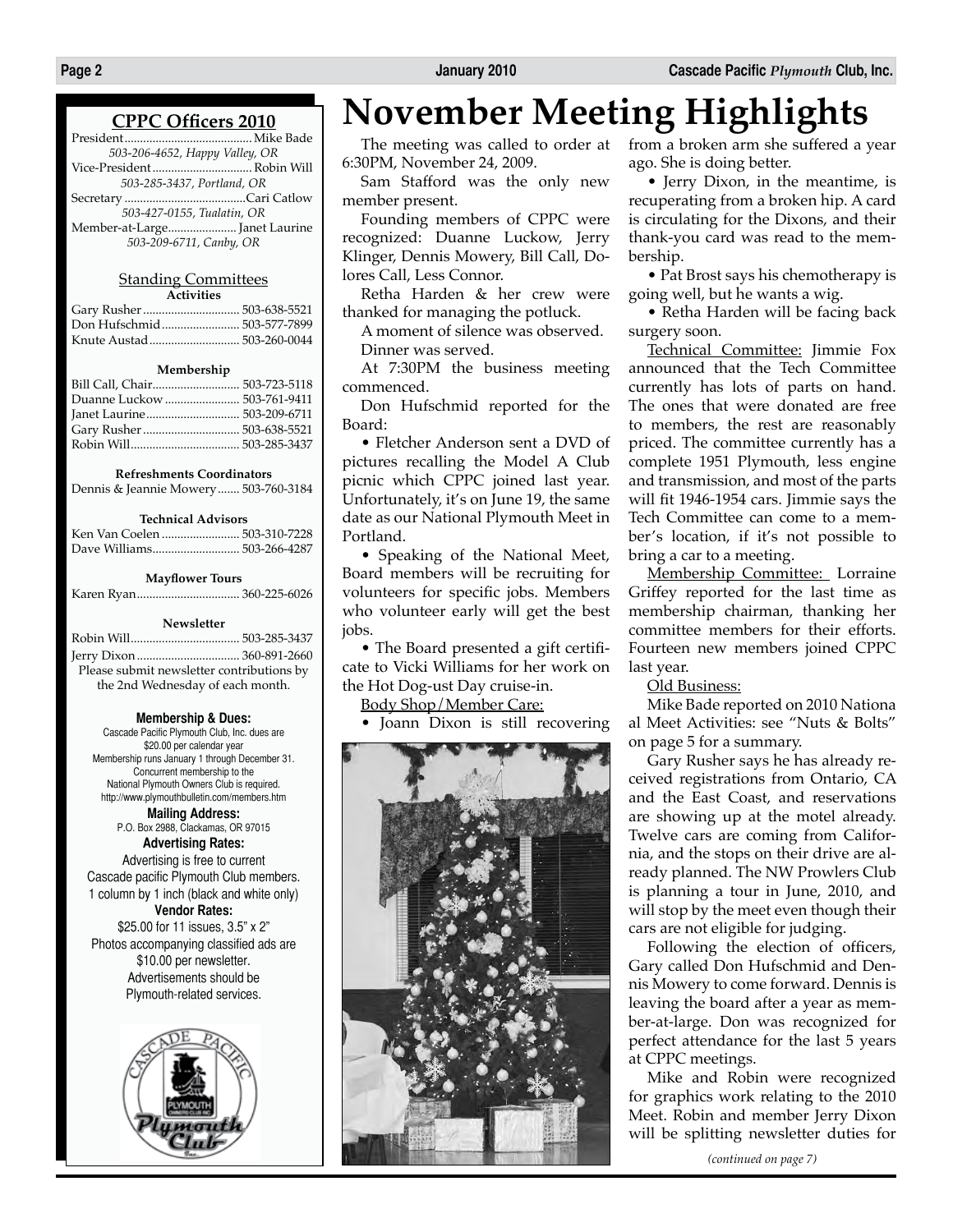## CPPC Officers 2010

President........................................Mike Bade
*503-206-4652, Happy Valley, OR*
Vice-President................................Robin Will
*503-285-3437, Portland, OR*
Secretary ......................................Cari Catlow
*503-427-0155, Tualatin, OR*
Member-at-Large.....................Janet Laurine
*503-209-6711, Canby, OR*

### Standing Committees

**Activities**

Gary Rusher .............................. 503-638-5521
Don Hufschmid......................... 503-577-7899
Knute Austad............................. 503-260-0044

**Membership**

Bill Call, Chair............................ 503-723-5118
Duanne Luckow ........................ 503-761-9411
Janet Laurine.............................. 503-209-6711
Gary Rusher .............................. 503-638-5521
Robin Will.................................. 503-285-3437

**Refreshments Coordinators**

Dennis & Jeannie Mowery....... 503-760-3184

**Technical Advisors**

Ken Van Coelen ......................... 503-310-7228
Dave Williams............................ 503-266-4287

**Mayflower Tours**

Karen Ryan................................. 360-225-6026

**Newsletter**

Robin Will.................................. 503-285-3437
Jerry Dixon ................................ 360-891-2660
Please submit newsletter contributions by the 2nd Wednesday of each month.

**Membership & Dues:**
Cascade Pacific Plymouth Club, Inc. dues are $20.00 per calendar year
Membership runs January 1 through December 31.
Concurrent membership to the National Plymouth Owners Club is required.
http://www.plymouthbulletin.com/members.htm

**Mailing Address:**
P.O. Box 2988, Clackamas, OR 97015

**Advertising Rates:**
Advertising is free to current Cascade pacific Plymouth Club members.
1 column by 1 inch (black and white only)

**Vendor Rates:**
$25.00 for 11 issues, 3.5" x 2"
Photos accompanying classified ads are $10.00 per newsletter.
Advertisements should be Plymouth-related services.

# November Meeting Highlights

The meeting was called to order at 6:30PM, November 24, 2009.

Sam Stafford was the only new member present.

Founding members of CPPC were recognized: Duanne Luckow, Jerry Klinger, Dennis Mowery, Bill Call, Dolores Call, Less Connor.

Retha Harden & her crew were thanked for managing the potluck.

A moment of silence was observed.

Dinner was served.

At 7:30PM the business meeting commenced.

Don Hufschmid reported for the Board:

- Fletcher Anderson sent a DVD of pictures recalling the Model A Club picnic which CPPC joined last year. Unfortunately, it's on June 19, the same date as our National Plymouth Meet in Portland.
- Speaking of the National Meet, Board members will be recruiting for volunteers for specific jobs. Members who volunteer early will get the best jobs.
- The Board presented a gift certificate to Vicki Williams for her work on the Hot Dog-ust Day cruise-in.

Body Shop/Member Care:

- Joann Dixon is still recovering from a broken arm she suffered a year ago. She is doing better.
- Jerry Dixon, in the meantime, is recuperating from a broken hip. A card is circulating for the Dixons, and their thank-you card was read to the membership.
- Pat Brost says his chemotherapy is going well, but he wants a wig.
- Retha Harden will be facing back surgery soon.

Technical Committee: Jimmie Fox announced that the Tech Committee currently has lots of parts on hand. The ones that were donated are free to members, the rest are reasonably priced. The committee currently has a complete 1951 Plymouth, less engine and transmission, and most of the parts will fit 1946-1954 cars. Jimmie says the Tech Committee can come to a member's location, if it's not possible to bring a car to a meeting.

Membership Committee: Lorraine Griffey reported for the last time as membership chairman, thanking her committee members for their efforts. Fourteen new members joined CPPC last year.

Old Business:

Mike Bade reported on 2010 Nationa al Meet Activities: see "Nuts & Bolts" on page 5 for a summary.

Gary Rusher says he has already received registrations from Ontario, CA and the East Coast, and reservations are showing up at the motel already. Twelve cars are coming from California, and the stops on their drive are already planned. The NW Prowlers Club is planning a tour in June, 2010, and will stop by the meet even though their cars are not eligible for judging.

Following the election of officers, Gary called Don Hufschmid and Dennis Mowery to come forward. Dennis is leaving the board after a year as member-at-large. Don was recognized for perfect attendance for the last 5 years at CPPC meetings.

Mike and Robin were recognized for graphics work relating to the 2010 Meet. Robin and member Jerry Dixon will be splitting newsletter duties for

*(continued on page 7)*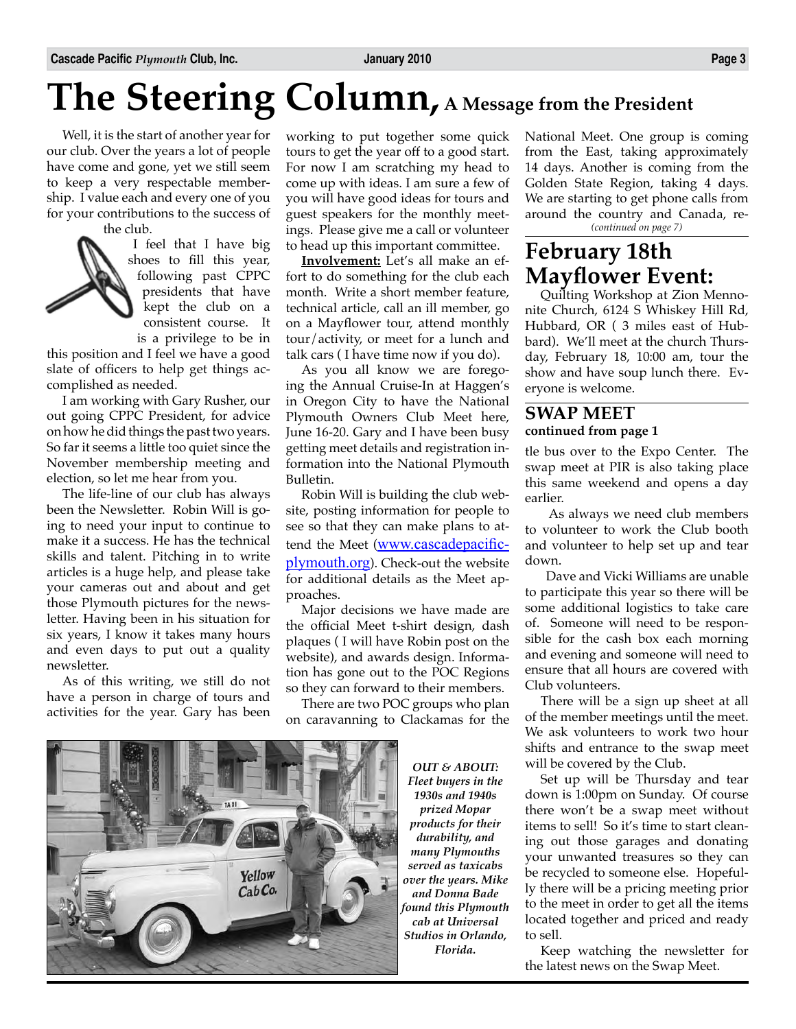# The Steering Column, A Message from the President

Well, it is the start of another year for our club. Over the years a lot of people have come and gone, yet we still seem to keep a very respectable membership. I value each and every one of you for your contributions to the success of the club.

I feel that I have big shoes to fill this year, following past CPPC presidents that have kept the club on a consistent course. It is a privilege to be in this position and I feel we have a good slate of officers to help get things accomplished as needed.

I am working with Gary Rusher, our out going CPPC President, for advice on how he did things the past two years. So far it seems a little too quiet since the November membership meeting and election, so let me hear from you.

The life-line of our club has always been the Newsletter. Robin Will is going to need your input to continue to make it a success. He has the technical skills and talent. Pitching in to write articles is a huge help, and please take your cameras out and about and get those Plymouth pictures for the newsletter. Having been in his situation for six years, I know it takes many hours and even days to put out a quality newsletter.

As of this writing, we still do not have a person in charge of tours and activities for the year. Gary has been working to put together some quick tours to get the year off to a good start. For now I am scratching my head to come up with ideas. I am sure a few of you will have good ideas for tours and guest speakers for the monthly meetings. Please give me a call or volunteer to head up this important committee.

**Involvement:** Let's all make an effort to do something for the club each month. Write a short member feature, technical article, call an ill member, go on a Mayflower tour, attend monthly tour/activity, or meet for a lunch and talk cars ( I have time now if you do).

As you all know we are foregoing the Annual Cruise-In at Haggen's in Oregon City to have the National Plymouth Owners Club Meet here, June 16-20. Gary and I have been busy getting meet details and registration information into the National Plymouth Bulletin.

Robin Will is building the club website, posting information for people to see so that they can make plans to attend the Meet (www.cascadepacific-plymouth.org). Check-out the website for additional details as the Meet approaches.

Major decisions we have made are the official Meet t-shirt design, dash plaques ( I will have Robin post on the website), and awards design. Information has gone out to the POC Regions so they can forward to their members.

There are two POC groups who plan on caravanning to Clackamas for the National Meet. One group is coming from the East, taking approximately 14 days. Another is coming from the Golden State Region, taking 4 days. We are starting to get phone calls from around the country and Canada, re-

*(continued on page 7)*

*OUT & ABOUT: Fleet buyers in the 1930s and 1940s prized Mopar products for their durability, and many Plymouths served as taxicabs over the years. Mike and Donna Bade found this Plymouth cab at Universal Studios in Orlando, Florida.*

## February 18th Mayflower Event:

Quilting Workshop at Zion Mennonite Church, 6124 S Whiskey Hill Rd, Hubbard, OR ( 3 miles east of Hubbard). We'll meet at the church Thursday, February 18, 10:00 am, tour the show and have soup lunch there. Everyone is welcome.

## SWAP MEET

**continued from page 1**

tle bus over to the Expo Center. The swap meet at PIR is also taking place this same weekend and opens a day earlier.

As always we need club members to volunteer to work the Club booth and volunteer to help set up and tear down.

Dave and Vicki Williams are unable to participate this year so there will be some additional logistics to take care of. Someone will need to be responsible for the cash box each morning and evening and someone will need to ensure that all hours are covered with Club volunteers.

There will be a sign up sheet at all of the member meetings until the meet. We ask volunteers to work two hour shifts and entrance to the swap meet will be covered by the Club.

Set up will be Thursday and tear down is 1:00pm on Sunday. Of course there won't be a swap meet without items to sell! So it's time to start cleaning out those garages and donating your unwanted treasures so they can be recycled to someone else. Hopefully there will be a pricing meeting prior to the meet in order to get all the items located together and priced and ready to sell.

Keep watching the newsletter for the latest news on the Swap Meet.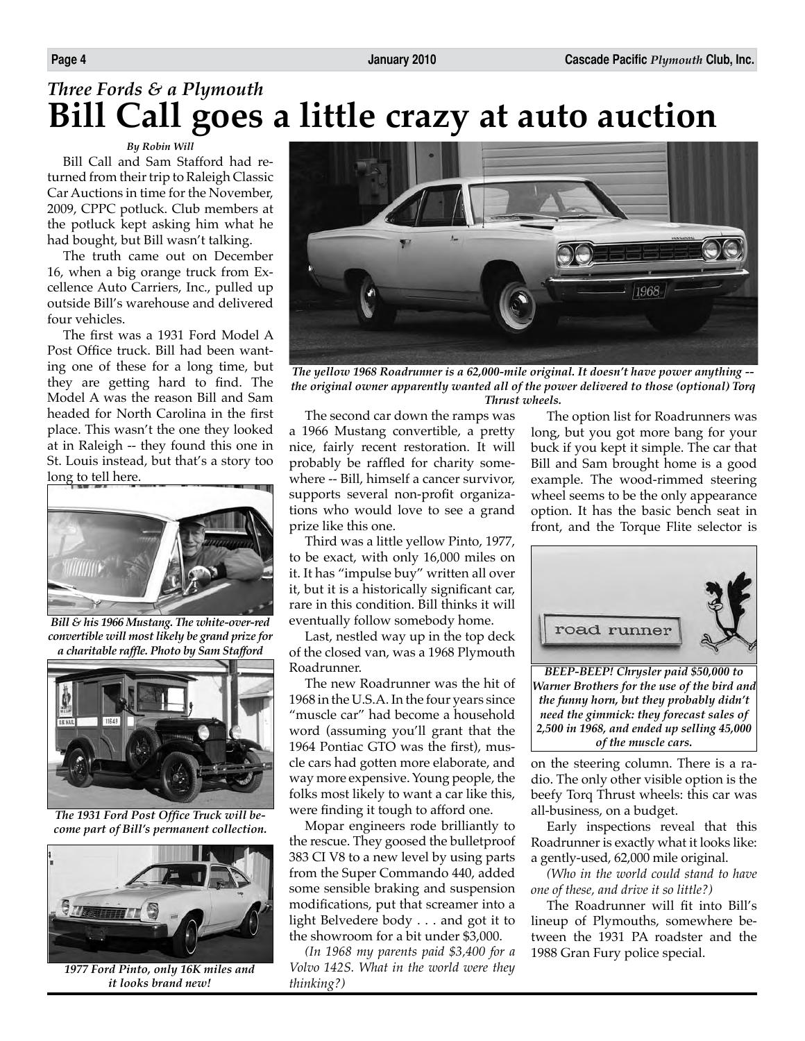*Three Fords & a Plymouth*

# Bill Call goes a little crazy at auto auction

*By Robin Will*

Bill Call and Sam Stafford had returned from their trip to Raleigh Classic Car Auctions in time for the November, 2009, CPPC potluck. Club members at the potluck kept asking him what he had bought, but Bill wasn't talking.

The truth came out on December 16, when a big orange truck from Excellence Auto Carriers, Inc., pulled up outside Bill's warehouse and delivered four vehicles.

The first was a 1931 Ford Model A Post Office truck. Bill had been wanting one of these for a long time, but they are getting hard to find. The Model A was the reason Bill and Sam headed for North Carolina in the first place. This wasn't the one they looked at in Raleigh -- they found this one in St. Louis instead, but that's a story too long to tell here.

***Bill & his 1966 Mustang. The white-over-red convertible will most likely be grand prize for a charitable raffle. Photo by Sam Stafford***

***The 1931 Ford Post Office Truck will become part of Bill's permanent collection.***

***1977 Ford Pinto, only 16K miles and it looks brand new!***

***The yellow 1968 Roadrunner is a 62,000-mile original. It doesn't have power anything -- the original owner apparently wanted all of the power delivered to those (optional) Torq Thrust wheels.***

The second car down the ramps was a 1966 Mustang convertible, a pretty nice, fairly recent restoration. It will probably be raffled for charity somewhere -- Bill, himself a cancer survivor, supports several non-profit organizations who would love to see a grand prize like this one.

Third was a little yellow Pinto, 1977, to be exact, with only 16,000 miles on it. It has "impulse buy" written all over it, but it is a historically significant car, rare in this condition. Bill thinks it will eventually follow somebody home.

Last, nestled way up in the top deck of the closed van, was a 1968 Plymouth Roadrunner.

The new Roadrunner was the hit of 1968 in the U.S.A. In the four years since "muscle car" had become a household word (assuming you'll grant that the 1964 Pontiac GTO was the first), muscle cars had gotten more elaborate, and way more expensive. Young people, the folks most likely to want a car like this, were finding it tough to afford one.

Mopar engineers rode brilliantly to the rescue. They goosed the bulletproof 383 CI V8 to a new level by using parts from the Super Commando 440, added some sensible braking and suspension modifications, put that screamer into a light Belvedere body . . . and got it to the showroom for a bit under $3,000.

*(In 1968 my parents paid $3,400 for a Volvo 142S. What in the world were they thinking?)*

The option list for Roadrunners was long, but you got more bang for your buck if you kept it simple. The car that Bill and Sam brought home is a good example. The wood-rimmed steering wheel seems to be the only appearance option. It has the basic bench seat in front, and the Torque Flite selector is on the steering column. There is a radio. The only other visible option is the beefy Torq Thrust wheels: this car was all-business, on a budget.

***BEEP-BEEP! Chrysler paid $50,000 to Warner Brothers for the use of the bird and the funny horn, but they probably didn't need the gimmick: they forecast sales of 2,500 in 1968, and ended up selling 45,000 of the muscle cars.***

Early inspections reveal that this Roadrunner is exactly what it looks like: a gently-used, 62,000 mile original.

*(Who in the world could stand to have one of these, and drive it so little?)*

The Roadrunner will fit into Bill's lineup of Plymouths, somewhere between the 1931 PA roadster and the 1988 Gran Fury police special.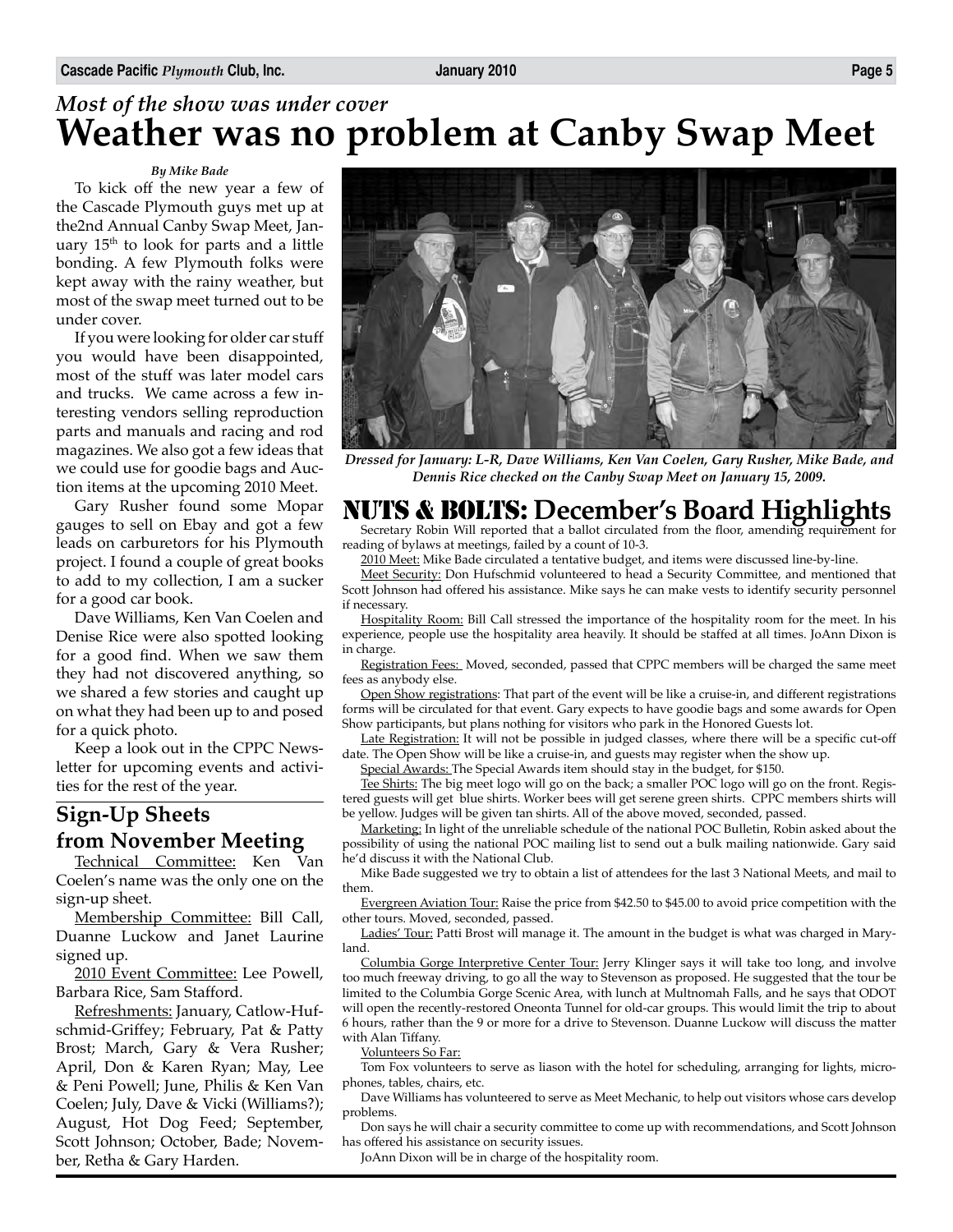*Most of the show was under cover*
# Weather was no problem at Canby Swap Meet

*By Mike Bade*

To kick off the new year a few of the Cascade Plymouth guys met up at the2nd Annual Canby Swap Meet, January 15th to look for parts and a little bonding. A few Plymouth folks were kept away with the rainy weather, but most of the swap meet turned out to be under cover.

If you were looking for older car stuff you would have been disappointed, most of the stuff was later model cars and trucks. We came across a few interesting vendors selling reproduction parts and manuals and racing and rod magazines. We also got a few ideas that we could use for goodie bags and Auction items at the upcoming 2010 Meet.

Gary Rusher found some Mopar gauges to sell on Ebay and got a few leads on carburetors for his Plymouth project. I found a couple of great books to add to my collection, I am a sucker for a good car book.

Dave Williams, Ken Van Coelen and Denise Rice were also spotted looking for a good find. When we saw them they had not discovered anything, so we shared a few stories and caught up on what they had been up to and posed for a quick photo.

Keep a look out in the CPPC Newsletter for upcoming events and activities for the rest of the year.

*Dressed for January: L-R, Dave Williams, Ken Van Coelen, Gary Rusher, Mike Bade, and Dennis Rice checked on the Canby Swap Meet on January 15, 2009.*

## Sign-Up Sheets from November Meeting

Technical Committee: Ken Van Coelen's name was the only one on the sign-up sheet.

Membership Committee: Bill Call, Duanne Luckow and Janet Laurine signed up.

2010 Event Committee: Lee Powell, Barbara Rice, Sam Stafford.

Refreshments: January, Catlow-Hufschmid-Griffey; February, Pat & Patty Brost; March, Gary & Vera Rusher; April, Don & Karen Ryan; May, Lee & Peni Powell; June, Philis & Ken Van Coelen; July, Dave & Vicki (Williams?); August, Hot Dog Feed; September, Scott Johnson; October, Bade; November, Retha & Gary Harden.

## NUTS & BOLTS: December's Board Highlights

Secretary Robin Will reported that a ballot circulated from the floor, amending requirement for reading of bylaws at meetings, failed by a count of 10-3.

2010 Meet: Mike Bade circulated a tentative budget, and items were discussed line-by-line.

Meet Security: Don Hufschmid volunteered to head a Security Committee, and mentioned that Scott Johnson had offered his assistance. Mike says he can make vests to identify security personnel if necessary.

Hospitality Room: Bill Call stressed the importance of the hospitality room for the meet. In his experience, people use the hospitality area heavily. It should be staffed at all times. JoAnn Dixon is in charge.

Registration Fees: Moved, seconded, passed that CPPC members will be charged the same meet fees as anybody else.

Open Show registrations: That part of the event will be like a cruise-in, and different registrations forms will be circulated for that event. Gary expects to have goodie bags and some awards for Open Show participants, but plans nothing for visitors who park in the Honored Guests lot.

Late Registration: It will not be possible in judged classes, where there will be a specific cut-off date. The Open Show will be like a cruise-in, and guests may register when the show up.

Special Awards: The Special Awards item should stay in the budget, for $150.

Tee Shirts: The big meet logo will go on the back; a smaller POC logo will go on the front. Registered guests will get blue shirts. Worker bees will get serene green shirts. CPPC members shirts will be yellow. Judges will be given tan shirts. All of the above moved, seconded, passed.

Marketing: In light of the unreliable schedule of the national POC Bulletin, Robin asked about the possibility of using the national POC mailing list to send out a bulk mailing nationwide. Gary said he'd discuss it with the National Club.

Mike Bade suggested we try to obtain a list of attendees for the last 3 National Meets, and mail to them.

Evergreen Aviation Tour: Raise the price from $42.50 to $45.00 to avoid price competition with the other tours. Moved, seconded, passed.

Ladies' Tour: Patti Brost will manage it. The amount in the budget is what was charged in Maryland.

Columbia Gorge Interpretive Center Tour: Jerry Klinger says it will take too long, and involve too much freeway driving, to go all the way to Stevenson as proposed. He suggested that the tour be limited to the Columbia Gorge Scenic Area, with lunch at Multnomah Falls, and he says that ODOT will open the recently-restored Oneonta Tunnel for old-car groups. This would limit the trip to about 6 hours, rather than the 9 or more for a drive to Stevenson. Duanne Luckow will discuss the matter with Alan Tiffany.

Volunteers So Far:

Tom Fox volunteers to serve as liason with the hotel for scheduling, arranging for lights, microphones, tables, chairs, etc.

Dave Williams has volunteered to serve as Meet Mechanic, to help out visitors whose cars develop problems.

Don says he will chair a security committee to come up with recommendations, and Scott Johnson has offered his assistance on security issues.

JoAnn Dixon will be in charge of the hospitality room.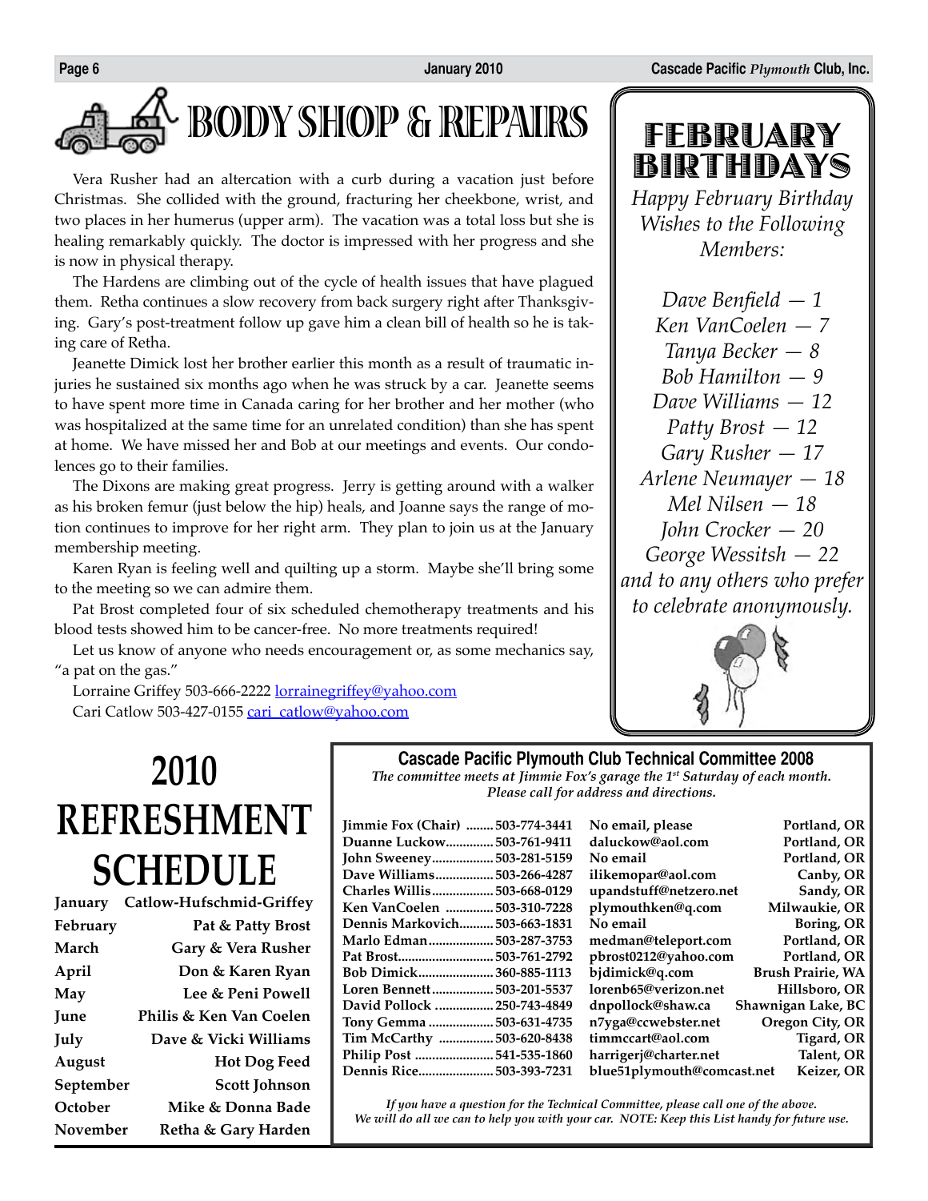# BODY SHOP & REPAIRS

Vera Rusher had an altercation with a curb during a vacation just before Christmas. She collided with the ground, fracturing her cheekbone, wrist, and two places in her humerus (upper arm). The vacation was a total loss but she is healing remarkably quickly. The doctor is impressed with her progress and she is now in physical therapy.

The Hardens are climbing out of the cycle of health issues that have plagued them. Retha continues a slow recovery from back surgery right after Thanksgiving. Gary's post-treatment follow up gave him a clean bill of health so he is taking care of Retha.

Jeanette Dimick lost her brother earlier this month as a result of traumatic injuries he sustained six months ago when he was struck by a car. Jeanette seems to have spent more time in Canada caring for her brother and her mother (who was hospitalized at the same time for an unrelated condition) than she has spent at home. We have missed her and Bob at our meetings and events. Our condolences go to their families.

The Dixons are making great progress. Jerry is getting around with a walker as his broken femur (just below the hip) heals, and Joanne says the range of motion continues to improve for her right arm. They plan to join us at the January membership meeting.

Karen Ryan is feeling well and quilting up a storm. Maybe she'll bring some to the meeting so we can admire them.

Pat Brost completed four of six scheduled chemotherapy treatments and his blood tests showed him to be cancer-free. No more treatments required!

Let us know of anyone who needs encouragement or, as some mechanics say, "a pat on the gas."

Lorraine Griffey 503-666-2222 lorrainegriffey@yahoo.com
Cari Catlow 503-427-0155 cari_catlow@yahoo.com

## FEBRUARY BIRTHDAYS

*Happy February Birthday Wishes to the Following Members:*

*Dave Benfield — 1*
*Ken VanCoelen — 7*
*Tanya Becker — 8*
*Bob Hamilton — 9*
*Dave Williams — 12*
*Patty Brost — 12*
*Gary Rusher — 17*
*Arlene Neumayer — 18*
*Mel Nilsen — 18*
*John Crocker — 20*
*George Wessitsh — 22*
*and to any others who prefer to celebrate anonymously.*

## 2010 REFRESHMENT SCHEDULE

| Month | Hosts |
|---|---|
| January | Catlow-Hufschmid-Griffey |
| February | Pat & Patty Brost |
| March | Gary & Vera Rusher |
| April | Don & Karen Ryan |
| May | Lee & Peni Powell |
| June | Philis & Ken Van Coelen |
| July | Dave & Vicki Williams |
| August | Hot Dog Feed |
| September | Scott Johnson |
| October | Mike & Donna Bade |
| November | Retha & Gary Harden |

## Cascade Pacific Plymouth Club Technical Committee 2008

*The committee meets at Jimmie Fox's garage the 1st Saturday of each month. Please call for address and directions.*

| Name | Phone | Email | Location |
|---|---|---|---|
| Jimmie Fox (Chair) | 503-774-3441 | No email, please | Portland, OR |
| Duanne Luckow | 503-761-9411 | daluckow@aol.com | Portland, OR |
| John Sweeney | 503-281-5159 | No email | Portland, OR |
| Dave Williams | 503-266-4287 | ilikemopar@aol.com | Canby, OR |
| Charles Willis | 503-668-0129 | upandstuff@netzero.net | Sandy, OR |
| Ken VanCoelen | 503-310-7228 | plymouthken@q.com | Milwaukie, OR |
| Dennis Markovich | 503-663-1831 | No email | Boring, OR |
| Marlo Edman | 503-287-3753 | medman@teleport.com | Portland, OR |
| Pat Brost | 503-761-2792 | pbrost0212@yahoo.com | Portland, OR |
| Bob Dimick | 360-885-1113 | bjdimick@q.com | Brush Prairie, WA |
| Loren Bennett | 503-201-5537 | lorenb65@verizon.net | Hillsboro, OR |
| David Pollock | 250-743-4849 | dnpollock@shaw.ca | Shawnigan Lake, BC |
| Tony Gemma | 503-631-4735 | n7yga@ccwebster.net | Oregon City, OR |
| Tim McCarthy | 503-620-8438 | timmccart@aol.com | Tigard, OR |
| Philip Post | 541-535-1860 | harrigerj@charter.net | Talent, OR |
| Dennis Rice | 503-393-7231 | blue51plymouth@comcast.net | Keizer, OR |

*If you have a question for the Technical Committee, please call one of the above. We will do all we can to help you with your car. NOTE: Keep this List handy for future use.*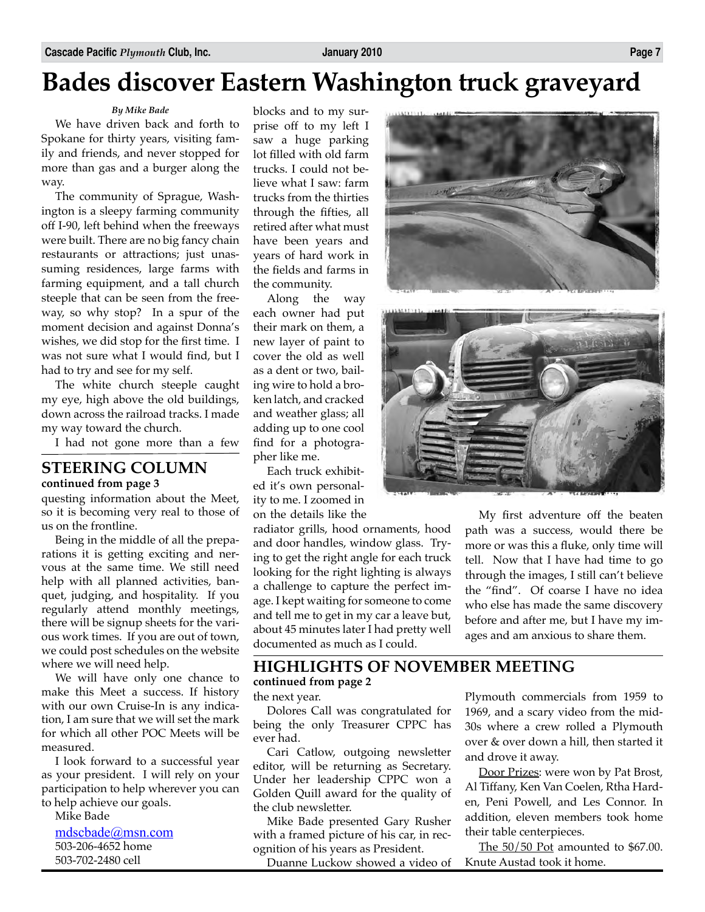# Bades discover Eastern Washington truck graveyard

*By Mike Bade*

We have driven back and forth to Spokane for thirty years, visiting family and friends, and never stopped for more than gas and a burger along the way.

The community of Sprague, Washington is a sleepy farming community off I-90, left behind when the freeways were built. There are no big fancy chain restaurants or attractions; just unassuming residences, large farms with farming equipment, and a tall church steeple that can be seen from the freeway, so why stop? In a spur of the moment decision and against Donna's wishes, we did stop for the first time. I was not sure what I would find, but I had to try and see for my self.

The white church steeple caught my eye, high above the old buildings, down across the railroad tracks. I made my way toward the church.

I had not gone more than a few blocks and to my surprise off to my left I saw a huge parking lot filled with old farm trucks. I could not believe what I saw: farm trucks from the thirties through the fifties, all retired after what must have been years and years of hard work in the fields and farms in the community.

Along the way each owner had put their mark on them, a new layer of paint to cover the old as well as a dent or two, bailing wire to hold a broken latch, and cracked and weather glass; all adding up to one cool find for a photographer like me.

Each truck exhibited it's own personality to me. I zoomed in on the details like the radiator grills, hood ornaments, hood and door handles, window glass. Trying to get the right angle for each truck looking for the right lighting is always a challenge to capture the perfect image. I kept waiting for someone to come and tell me to get in my car a leave but, about 45 minutes later I had pretty well documented as much as I could.

My first adventure off the beaten path was a success, would there be more or was this a fluke, only time will tell. Now that I have had time to go through the images, I still can't believe the "find". Of coarse I have no idea who else has made the same discovery before and after me, but I have my images and am anxious to share them.

## STEERING COLUMN

**continued from page 3**

questing information about the Meet, so it is becoming very real to those of us on the frontline.

Being in the middle of all the preparations it is getting exciting and nervous at the same time. We still need help with all planned activities, banquet, judging, and hospitality. If you regularly attend monthly meetings, there will be signup sheets for the various work times. If you are out of town, we could post schedules on the website where we will need help.

We will have only one chance to make this Meet a success. If history with our own Cruise-In is any indication, I am sure that we will set the mark for which all other POC Meets will be measured.

I look forward to a successful year as your president. I will rely on your participation to help wherever you can to help achieve our goals.

Mike Bade
mdscbade@msn.com
503-206-4652 home
503-702-2480 cell

## HIGHLIGHTS OF NOVEMBER MEETING

**continued from page 2**

the next year.

Dolores Call was congratulated for being the only Treasurer CPPC has ever had.

Cari Catlow, outgoing newsletter editor, will be returning as Secretary. Under her leadership CPPC won a Golden Quill award for the quality of the club newsletter.

Mike Bade presented Gary Rusher with a framed picture of his car, in recognition of his years as President.

Duanne Luckow showed a video of Plymouth commercials from 1959 to 1969, and a scary video from the mid-30s where a crew rolled a Plymouth over & over down a hill, then started it and drove it away.

Door Prizes: were won by Pat Brost, Al Tiffany, Ken Van Coelen, Rtha Harden, Peni Powell, and Les Connor. In addition, eleven members took home their table centerpieces.

The 50/50 Pot amounted to $67.00. Knute Austad took it home.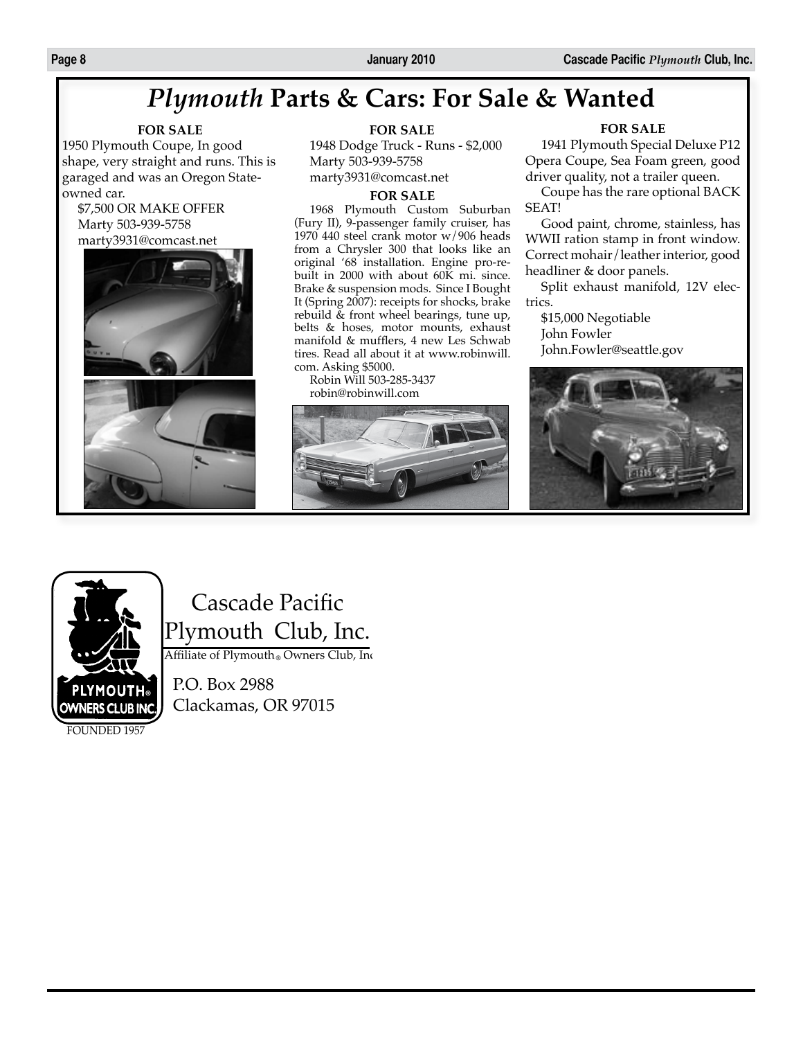# *Plymouth* Parts & Cars: For Sale & Wanted

**FOR SALE**

1950 Plymouth Coupe, In good shape, very straight and runs. This is garaged and was an Oregon State-owned car.

$7,500 OR MAKE OFFER
Marty 503-939-5758
marty3931@comcast.net

**FOR SALE**

1948 Dodge Truck - Runs - $2,000
Marty 503-939-5758
marty3931@comcast.net

**FOR SALE**

1968 Plymouth Custom Suburban (Fury II), 9-passenger family cruiser, has 1970 440 steel crank motor w/906 heads from a Chrysler 300 that looks like an original '68 installation. Engine pro-rebuilt in 2000 with about 60K mi. since. Brake & suspension mods. Since I Bought It (Spring 2007): receipts for shocks, brake rebuild & front wheel bearings, tune up, belts & hoses, motor mounts, exhaust manifold & mufflers, 4 new Les Schwab tires. Read all about it at www.robinwill.com. Asking $5000.

Robin Will 503-285-3437
robin@robinwill.com

**FOR SALE**

1941 Plymouth Special Deluxe P12 Opera Coupe, Sea Foam green, good driver quality, not a trailer queen.

Coupe has the rare optional BACK SEAT!

Good paint, chrome, stainless, has WWII ration stamp in front window. Correct mohair/leather interior, good headliner & door panels.

Split exhaust manifold, 12V electrics.

$15,000 Negotiable
John Fowler
John.Fowler@seattle.gov

PLYMOUTH® OWNERS CLUB INC.
FOUNDED 1957

Cascade Pacific
Plymouth Club, Inc.
Affiliate of Plymouth® Owners Club, Inc

P.O. Box 2988
Clackamas, OR 97015